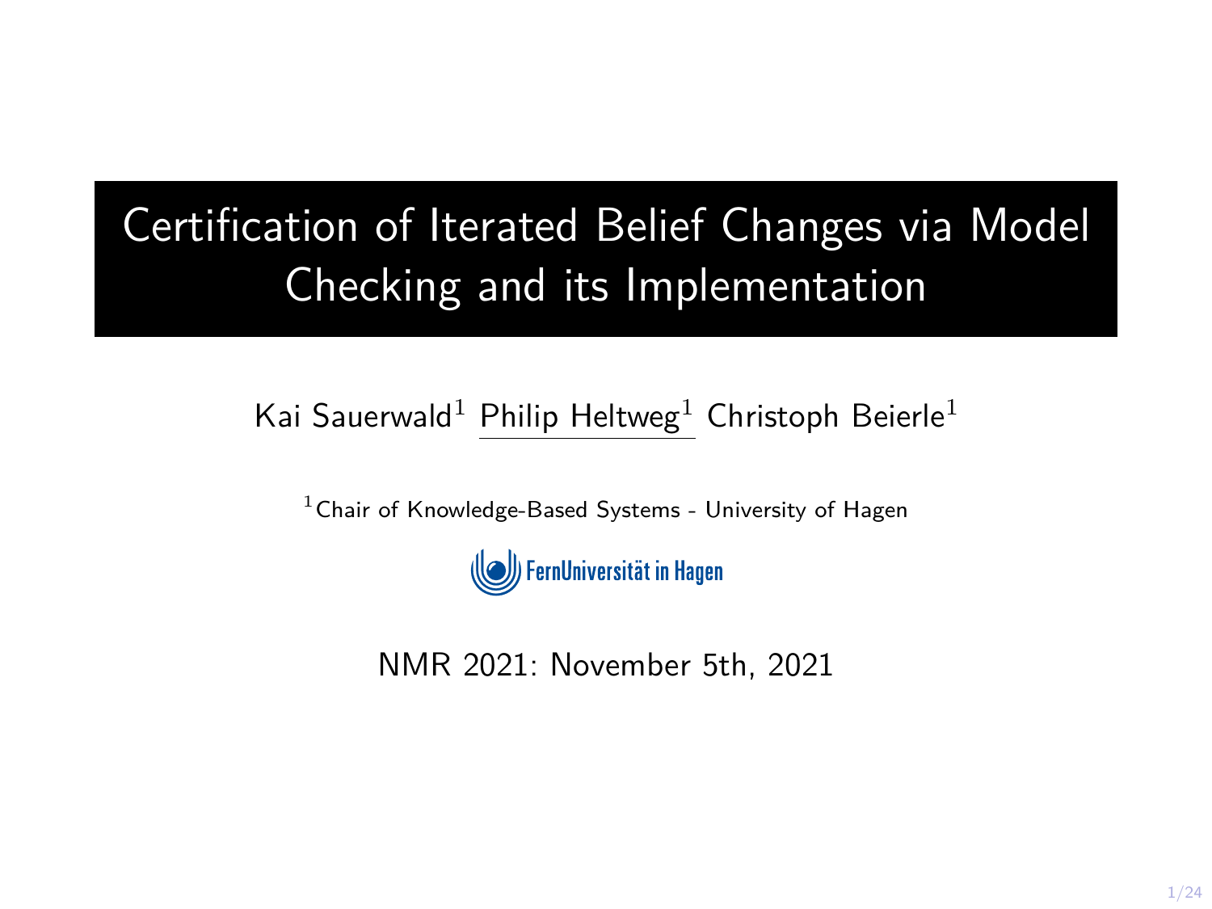# Certification of Iterated Belief Changes via Model Checking and its Implementation

Kai Sauerwald[1] Philip Heltweg[1] Christoph Beierle[1]

[1] Chair of Knowledge-Based Systems - University of Hagen

FernUniversität in Hagen

NMR 2021: November 5th, 2021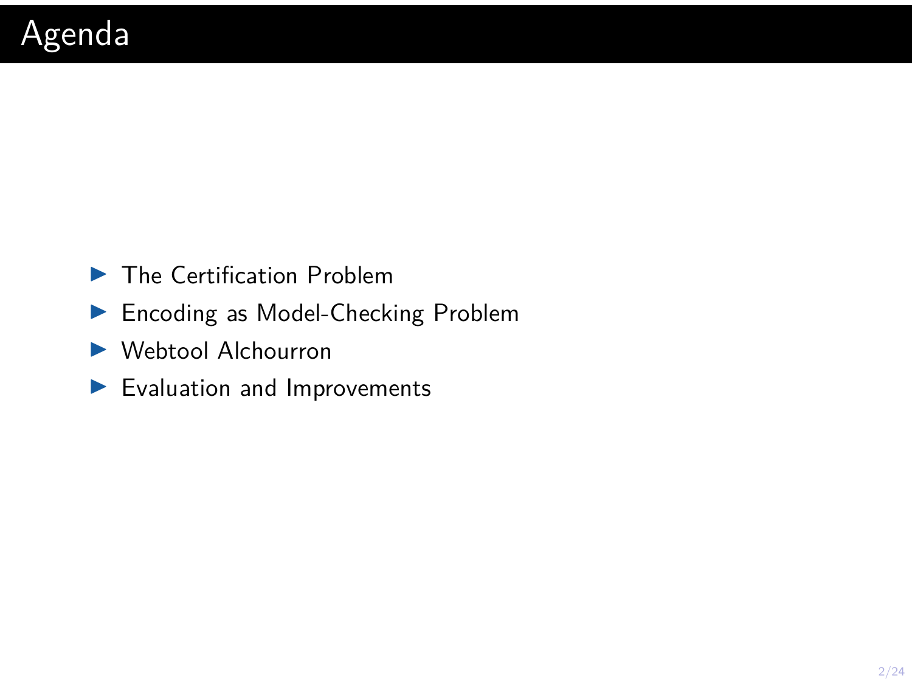# Agenda

- The Certification Problem
- Encoding as Model-Checking Problem
- Webtool Alchourron
- Evaluation and Improvements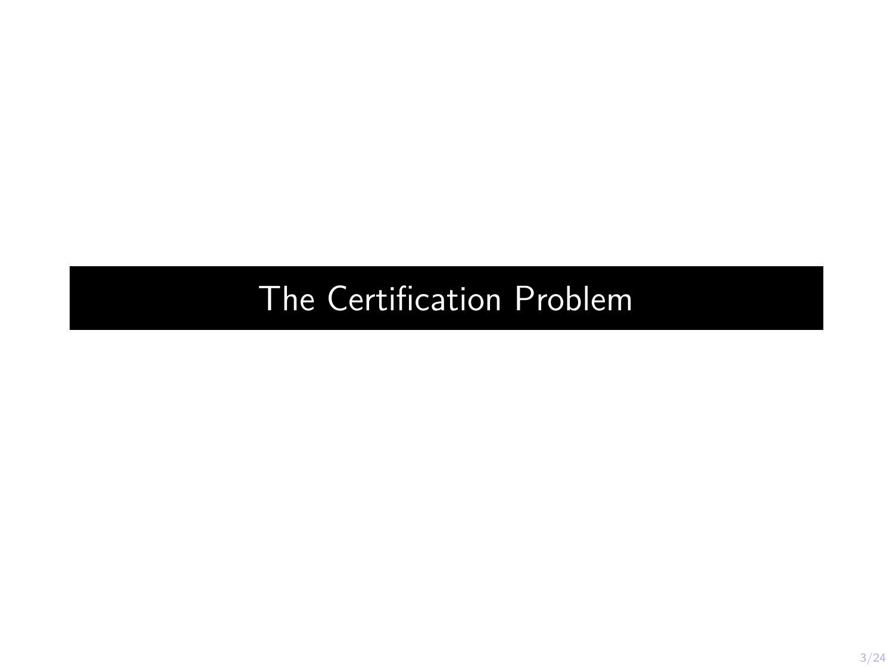# The Certification Problem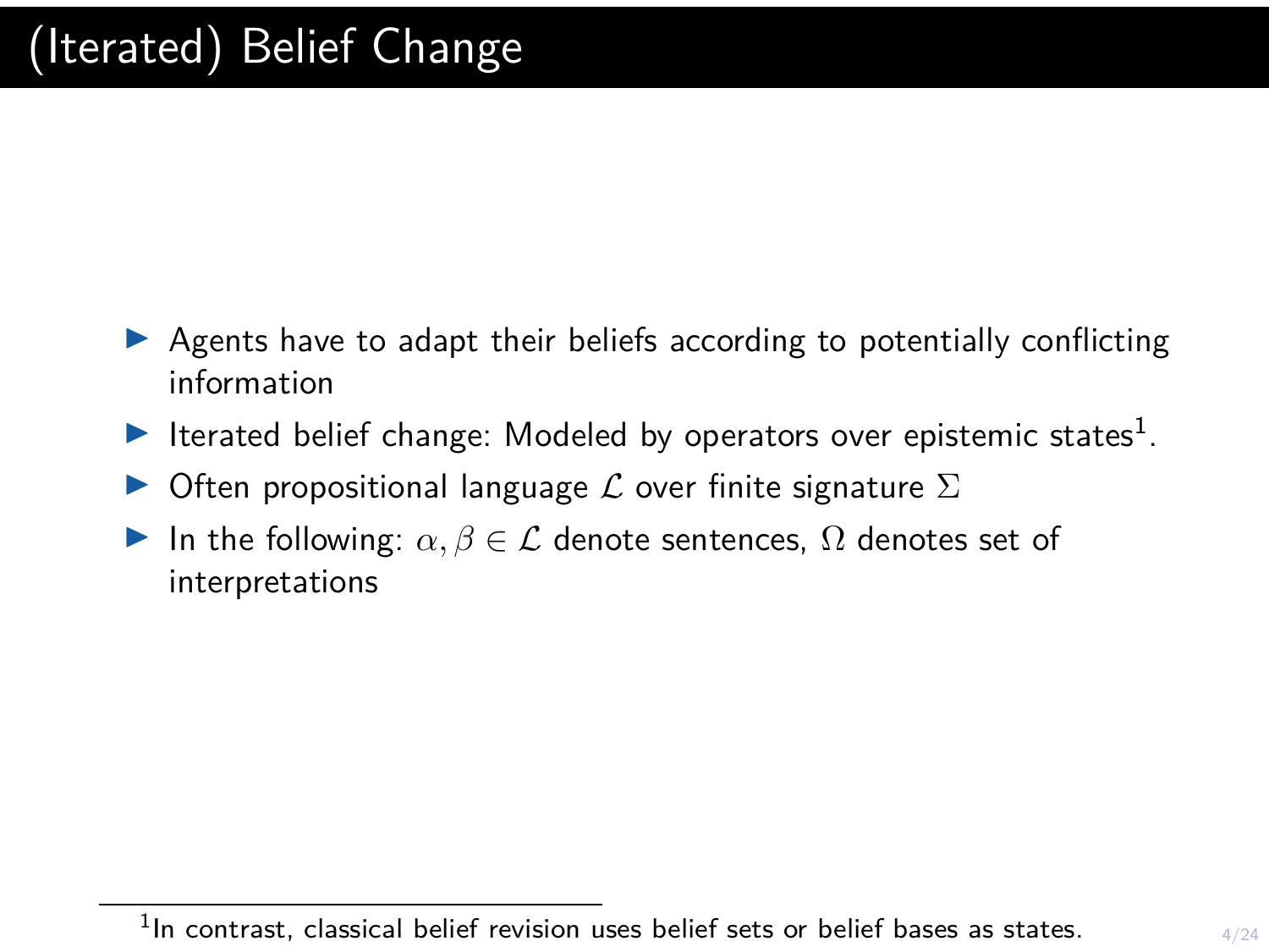# (Iterated) Belief Change

- Agents have to adapt their beliefs according to potentially conflicting information
- Iterated belief change: Modeled by operators over epistemic states[1].
- Often propositional language $\mathcal{L}$ over finite signature $\Sigma$
- In the following: $\alpha, \beta \in \mathcal{L}$ denote sentences, $\Omega$ denotes set of interpretations

[1] In contrast, classical belief revision uses belief sets or belief bases as states.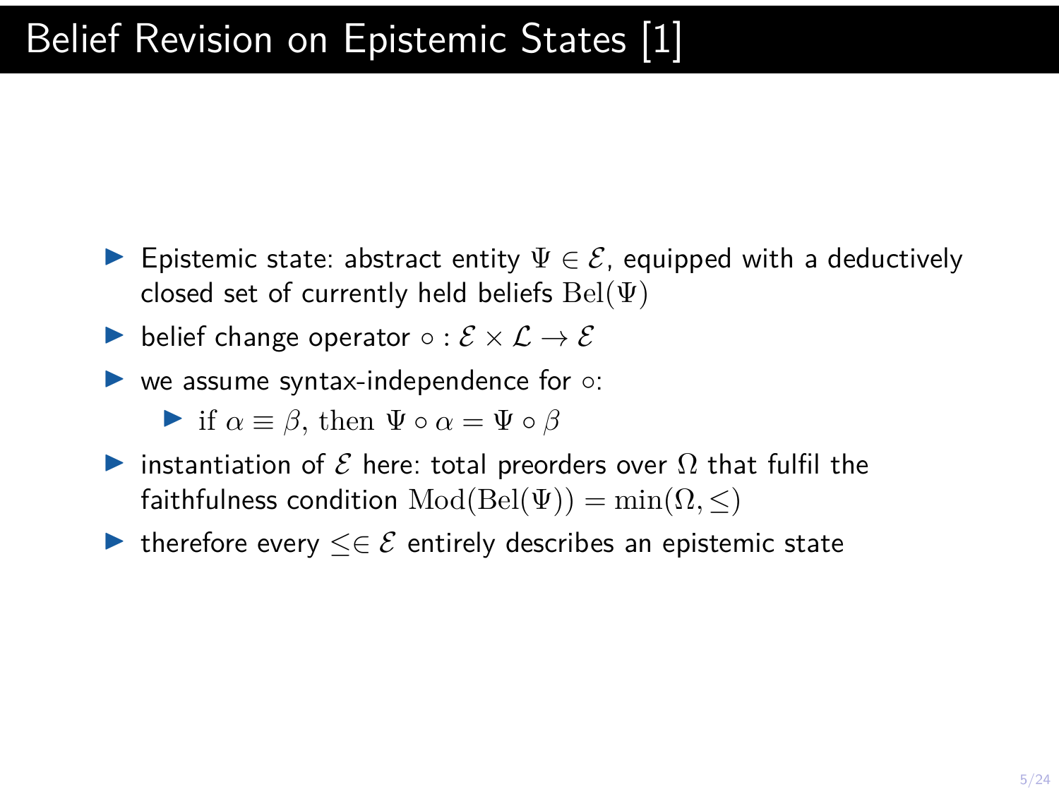# Belief Revision on Epistemic States [1]

- Epistemic state: abstract entity $\Psi \in \mathcal{E}$, equipped with a deductively closed set of currently held beliefs $\mathrm{Bel}(\Psi)$
- belief change operator $\circ : \mathcal{E} \times \mathcal{L} \to \mathcal{E}$
- we assume syntax-independence for $\circ$:
  - $\text{if } \alpha \equiv \beta, \text{ then } \Psi \circ \alpha = \Psi \circ \beta$
- instantiation of $\mathcal{E}$ here: total preorders over $\Omega$ that fulfil the faithfulness condition $\mathrm{Mod}(\mathrm{Bel}(\Psi)) = \min(\Omega, \leq)$
- therefore every $\leq \in \mathcal{E}$ entirely describes an epistemic state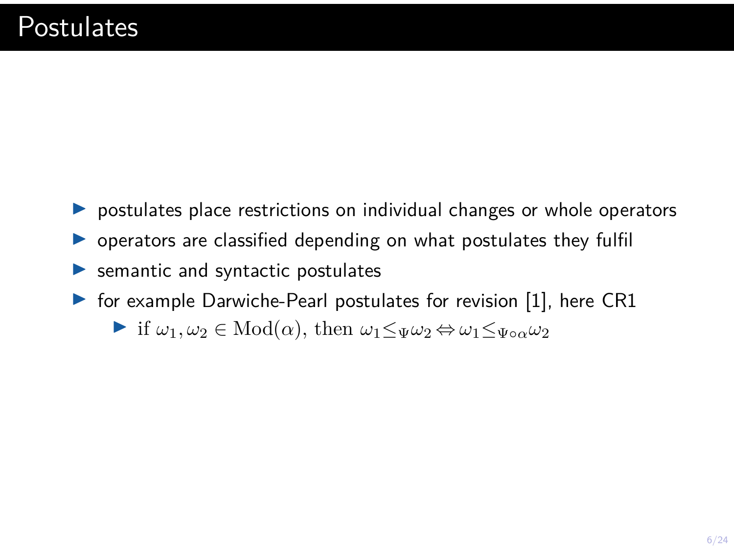# Postulates

- postulates place restrictions on individual changes or whole operators
- operators are classified depending on what postulates they fulfil
- semantic and syntactic postulates
- for example Darwiche-Pearl postulates for revision [1], here CR1
  - if $\omega_1, \omega_2 \in \mathrm{Mod}(\alpha)$, then $\omega_1 \leq_\Psi \omega_2 \Leftrightarrow \omega_1 \leq_{\Psi \circ \alpha} \omega_2$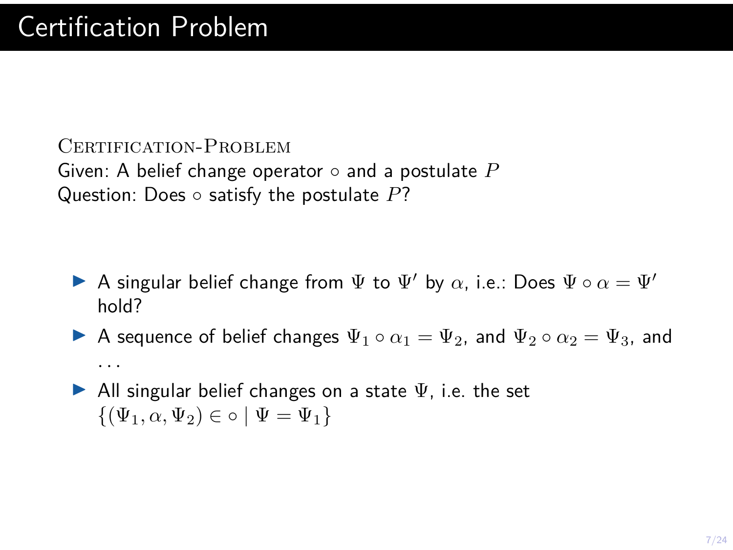# Certification Problem

Certification-Problem
Given: A belief change operator $\circ$ and a postulate $P$
Question: Does $\circ$ satisfy the postulate $P$?

- A singular belief change from $\Psi$ to $\Psi'$ by $\alpha$, i.e.: Does $\Psi \circ \alpha = \Psi'$ hold?
- A sequence of belief changes $\Psi_1 \circ \alpha_1 = \Psi_2$, and $\Psi_2 \circ \alpha_2 = \Psi_3$, and ...
- All singular belief changes on a state $\Psi$, i.e. the set $\{(\Psi_1, \alpha, \Psi_2) \in \circ \mid \Psi = \Psi_1\}$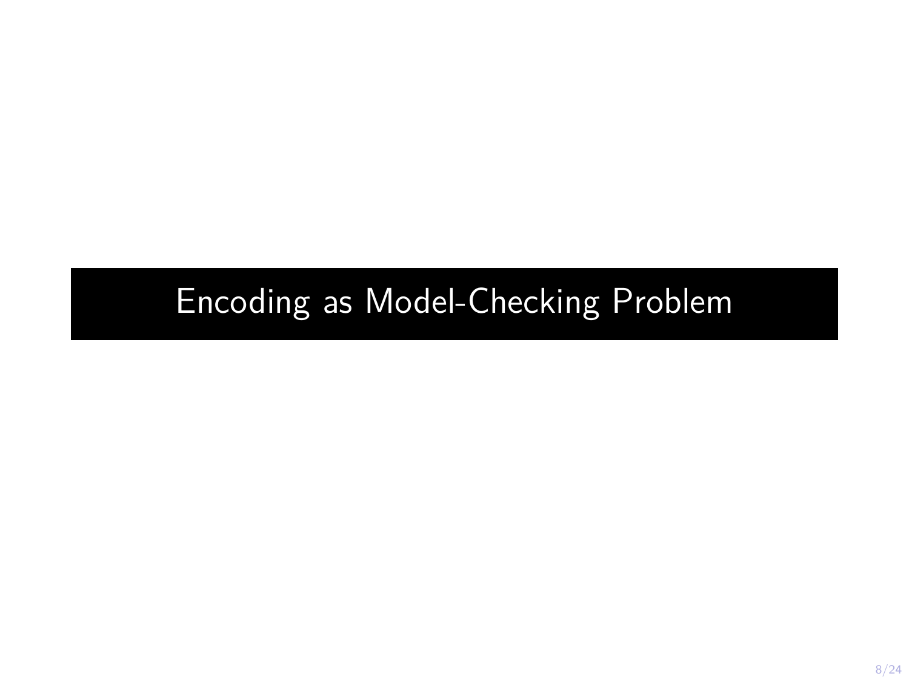# Encoding as Model-Checking Problem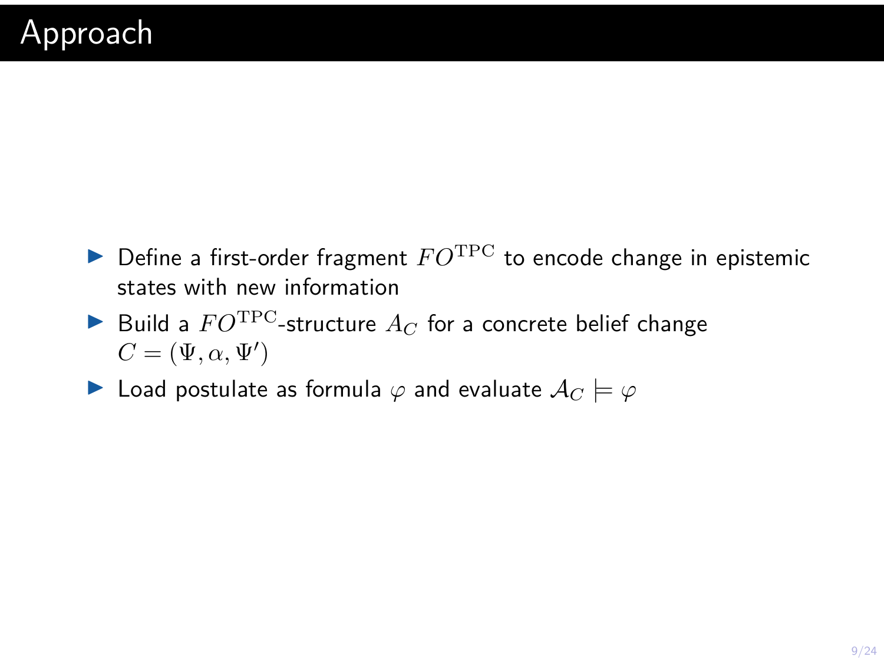# Approach

- Define a first-order fragment $FO^{\mathrm{TPC}}$ to encode change in epistemic states with new information
- Build a $FO^{\mathrm{TPC}}$-structure $A_C$ for a concrete belief change $C = (\Psi, \alpha, \Psi')$
- Load postulate as formula $\varphi$ and evaluate $\mathcal{A}_C \models \varphi$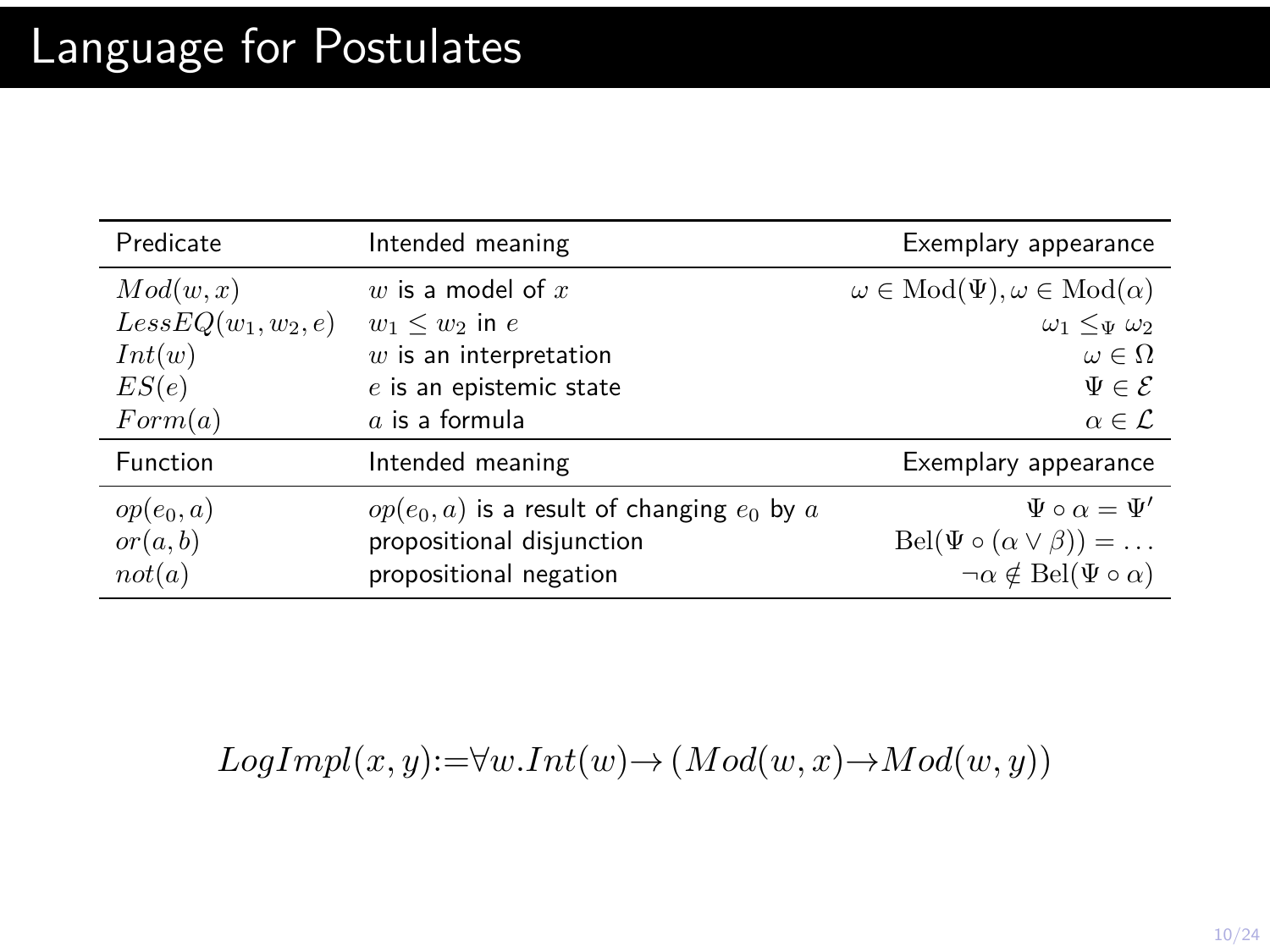# Language for Postulates

| Predicate | Intended meaning | Exemplary appearance |
|---|---|---|
| $Mod(w, x)$ | $w$ is a model of $x$ | $\omega \in \mathrm{Mod}(\Psi), \omega \in \mathrm{Mod}(\alpha)$ |
| $LessEQ(w_1, w_2, e)$ | $w_1 \leq w_2$ in $e$ | $\omega_1 \leq_\Psi \omega_2$ |
| $Int(w)$ | $w$ is an interpretation | $\omega \in \Omega$ |
| $ES(e)$ | $e$ is an epistemic state | $\Psi \in \mathcal{E}$ |
| $Form(a)$ | $a$ is a formula | $\alpha \in \mathcal{L}$ |
| **Function** | **Intended meaning** | **Exemplary appearance** |
| $op(e_0, a)$ | $op(e_0, a)$ is a result of changing $e_0$ by $a$ | $\Psi \circ \alpha = \Psi'$ |
| $or(a, b)$ | propositional disjunction | $\mathrm{Bel}(\Psi \circ (\alpha \vee \beta)) = \dots$ |
| $not(a)$ | propositional negation | $\neg\alpha \notin \mathrm{Bel}(\Psi \circ \alpha)$ |

$$LogImpl(x, y) := \forall w. Int(w) \rightarrow (Mod(w, x) \rightarrow Mod(w, y))$$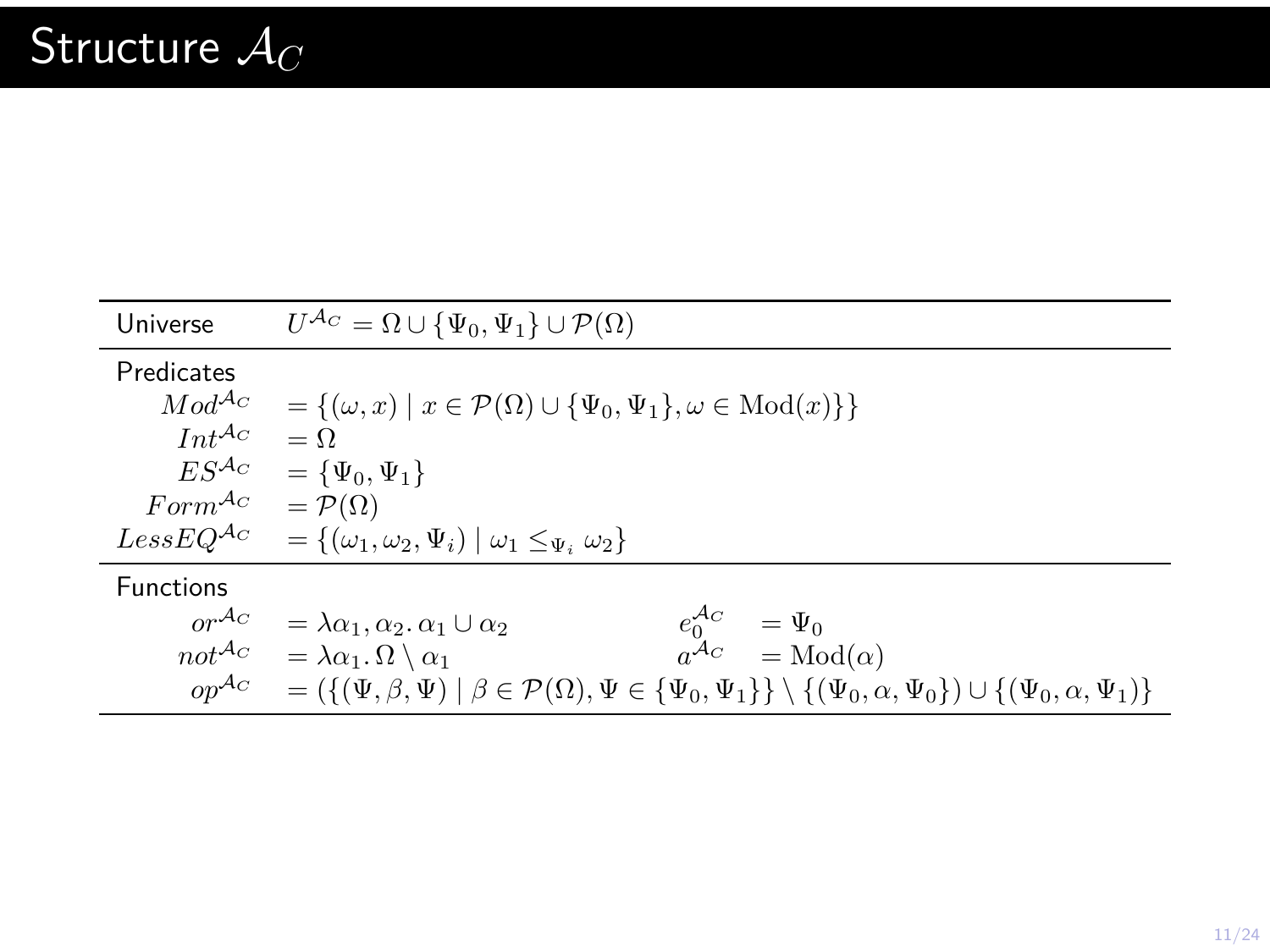# Structure $\mathcal{A}_C$

| | | | |
|---|---|---|---|
| Universe | $U^{\mathcal{A}_C} = \Omega \cup \{\Psi_0, \Psi_1\} \cup \mathcal{P}(\Omega)$ | | |
| Predicates | | | |
| $Mod^{\mathcal{A}_C}$ | $= \{(\omega, x) \mid x \in \mathcal{P}(\Omega) \cup \{\Psi_0, \Psi_1\}, \omega \in \mathrm{Mod}(x)\}\}$ | | |
| $Int^{\mathcal{A}_C}$ | $= \Omega$ | | |
| $ES^{\mathcal{A}_C}$ | $= \{\Psi_0, \Psi_1\}$ | | |
| $Form^{\mathcal{A}_C}$ | $= \mathcal{P}(\Omega)$ | | |
| $LessEQ^{\mathcal{A}_C}$ | $= \{(\omega_1, \omega_2, \Psi_i) \mid \omega_1 \leq_{\Psi_i} \omega_2\}$ | | |
| Functions | | | |
| $or^{\mathcal{A}_C}$ | $= \lambda \alpha_1, \alpha_2 .\, \alpha_1 \cup \alpha_2$ | $e_0^{\mathcal{A}_C}$ | $= \Psi_0$ |
| $not^{\mathcal{A}_C}$ | $= \lambda \alpha_1 .\, \Omega \setminus \alpha_1$ | $a^{\mathcal{A}_C}$ | $= \mathrm{Mod}(\alpha)$ |
| $op^{\mathcal{A}_C}$ | $= (\{(\Psi, \beta, \Psi) \mid \beta \in \mathcal{P}(\Omega), \Psi \in \{\Psi_0, \Psi_1\}\} \setminus \{(\Psi_0, \alpha, \Psi_0\}) \cup \{(\Psi_0, \alpha, \Psi_1)\}$ | | |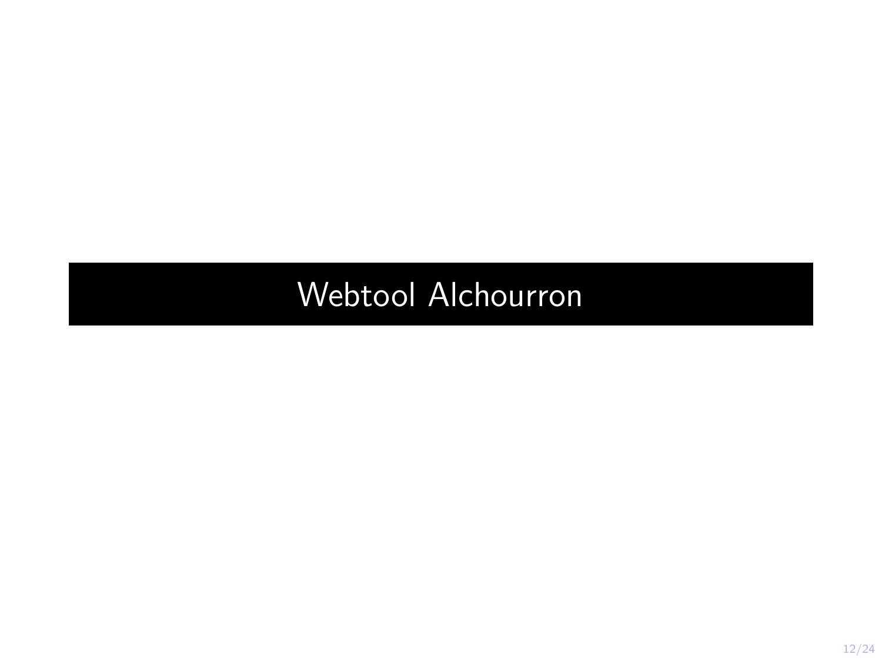# Webtool Alchourron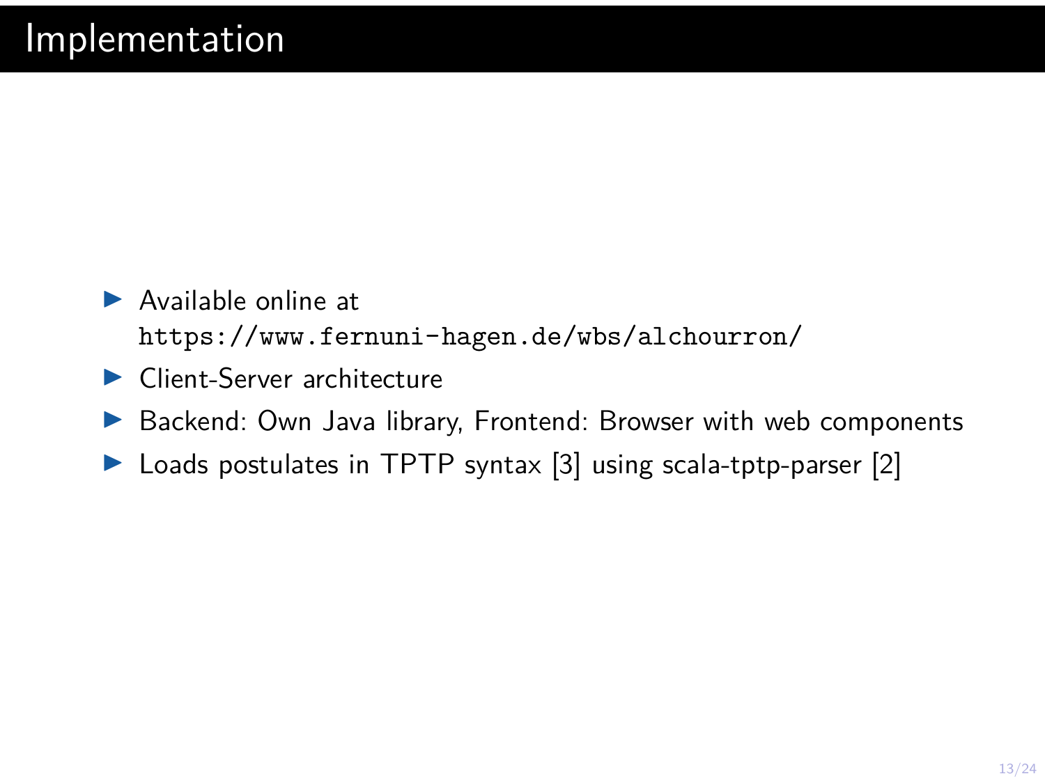# Implementation

- Available online at
  `https://www.fernuni-hagen.de/wbs/alchourron/`
- Client-Server architecture
- Backend: Own Java library, Frontend: Browser with web components
- Loads postulates in TPTP syntax [3] using scala-tptp-parser [2]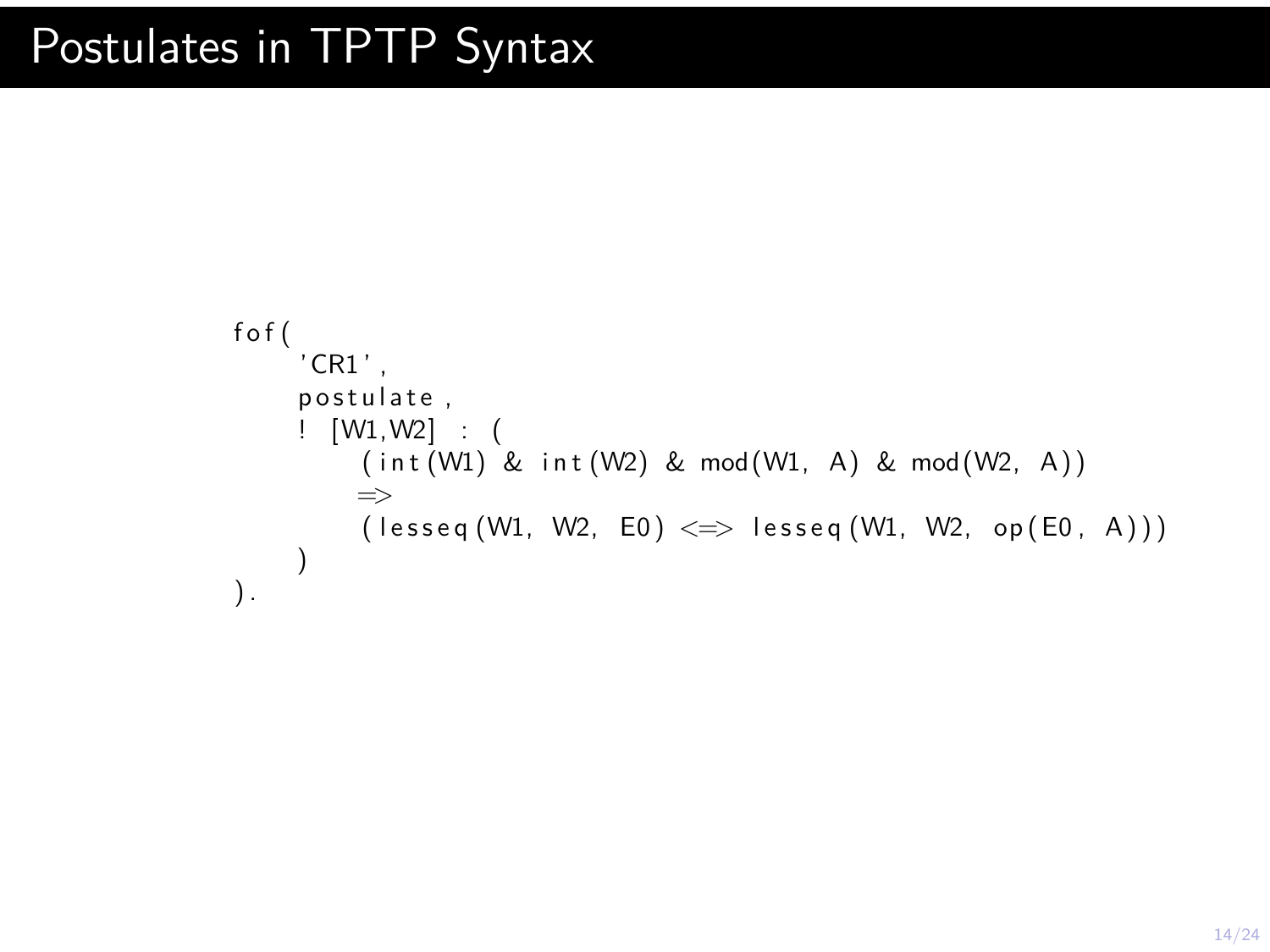# Postulates in TPTP Syntax

```
fof(
    'CR1',
    postulate,
    ! [W1,W2] : (
        (int(W1) & int(W2) & mod(W1, A) & mod(W2, A))
        =>
        (lesseq(W1, W2, E0) <=> lesseq(W1, W2, op(E0, A)))
    )
).
```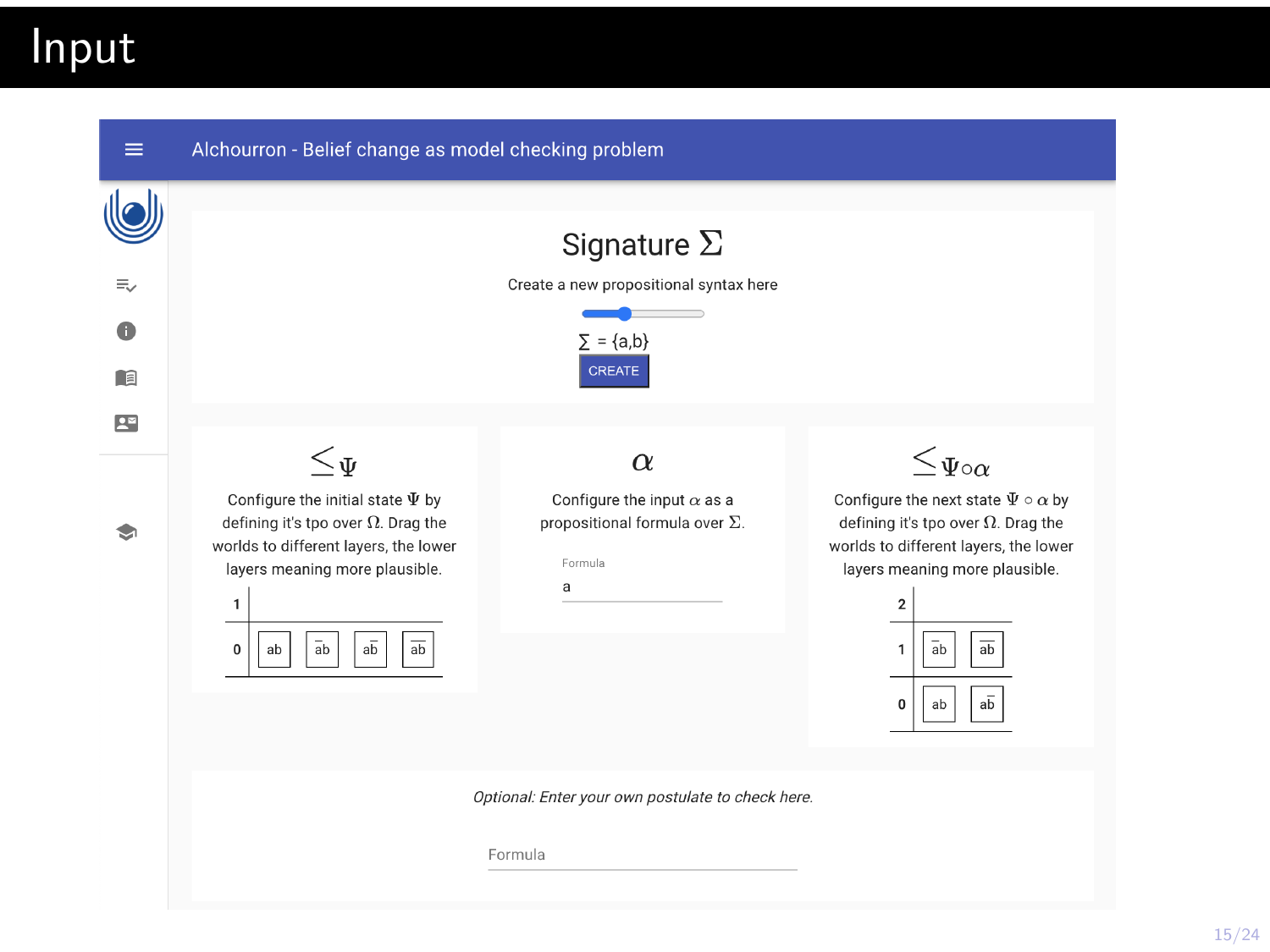# Input

Alchourron - Belief change as model checking problem

## Signature $\Sigma$

Create a new propositional syntax here

$\Sigma$ = {a,b}

CREATE

### $\leq_\Psi$

Configure the initial state $\Psi$ by defining it's tpo over $\Omega$. Drag the worlds to different layers, the lower layers meaning more plausible.

| | |
|---|---|
| 1 | |
| 0 | $ab$ $a\overline{b}$ $\overline{a}b$ $\overline{ab}$ |

### $\alpha$

Configure the input $\alpha$ as a propositional formula over $\Sigma$.

Formula

a

### $\leq_{\Psi\circ\alpha}$

Configure the next state $\Psi \circ \alpha$ by defining it's tpo over $\Omega$. Drag the worlds to different layers, the lower layers meaning more plausible.

| | |
|---|---|
| 2 | |
| 1 | $\overline{a}b$ $\overline{ab}$ |
| 0 | $ab$ $a\overline{b}$ |

*Optional: Enter your own postulate to check here.*

Formula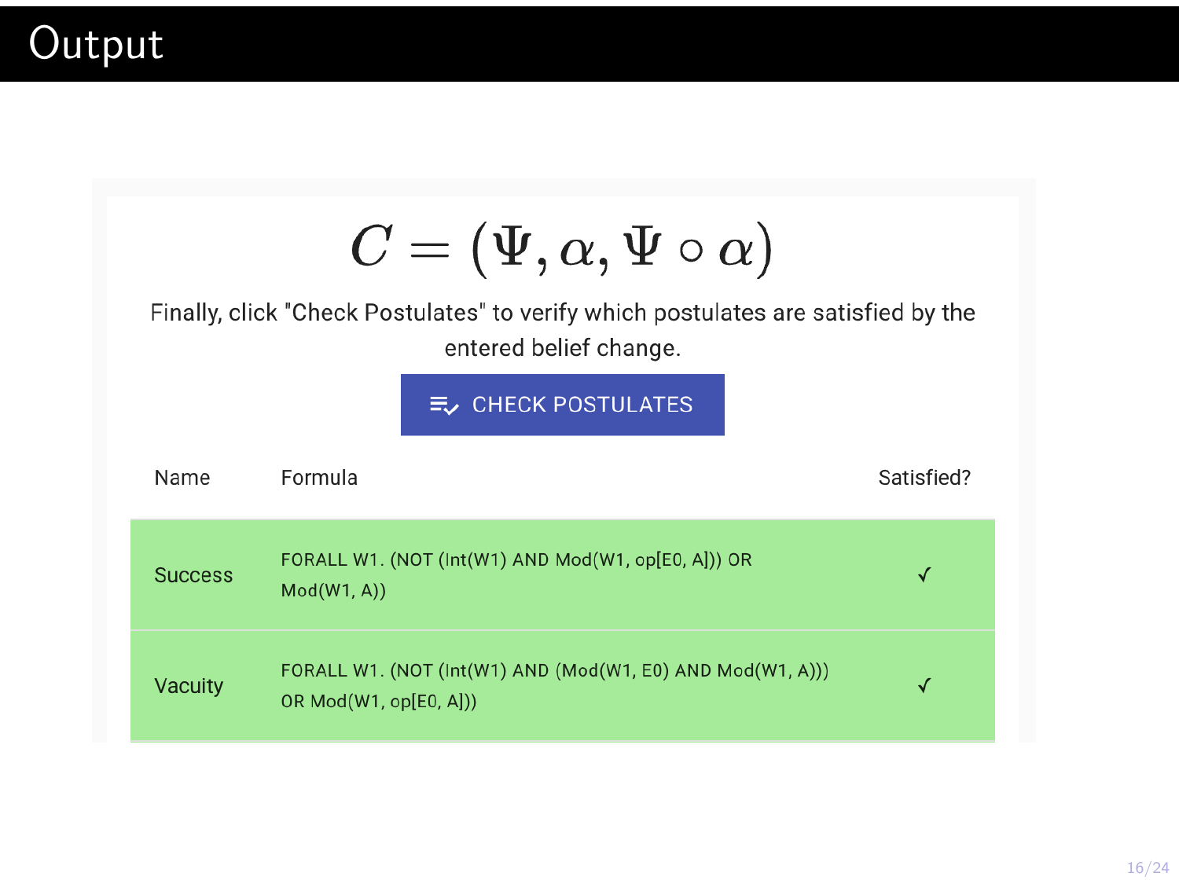# Output

$$C = (\Psi, \alpha, \Psi \circ \alpha)$$

Finally, click "Check Postulates" to verify which postulates are satisfied by the entered belief change.

CHECK POSTULATES

| Name | Formula | Satisfied? |
|---|---|---|
| Success | FORALL W1. (NOT (Int(W1) AND Mod(W1, op[E0, A])) OR Mod(W1, A)) | ✓ |
| Vacuity | FORALL W1. (NOT (Int(W1) AND (Mod(W1, E0) AND Mod(W1, A))) OR Mod(W1, op[E0, A])) | ✓ |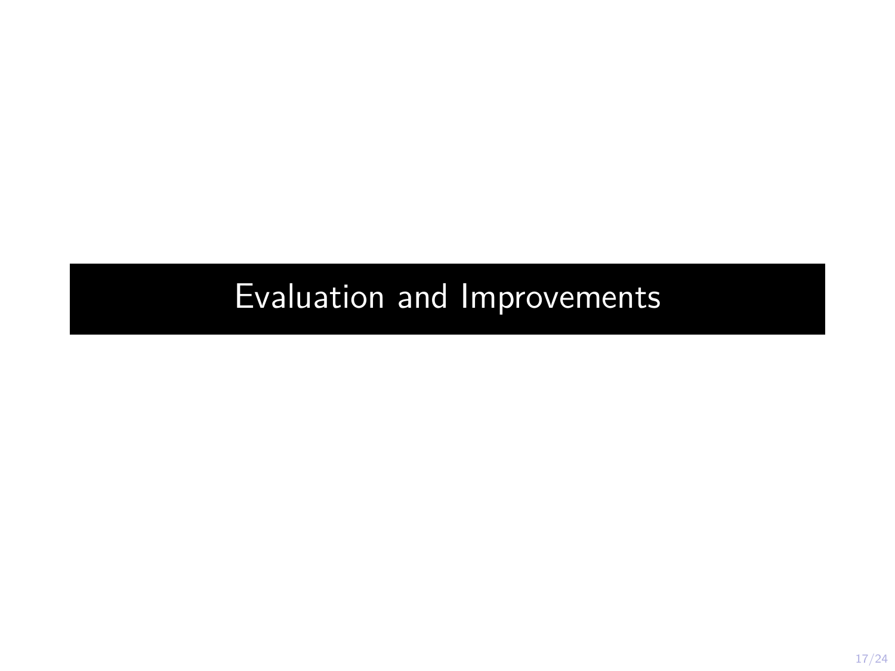# Evaluation and Improvements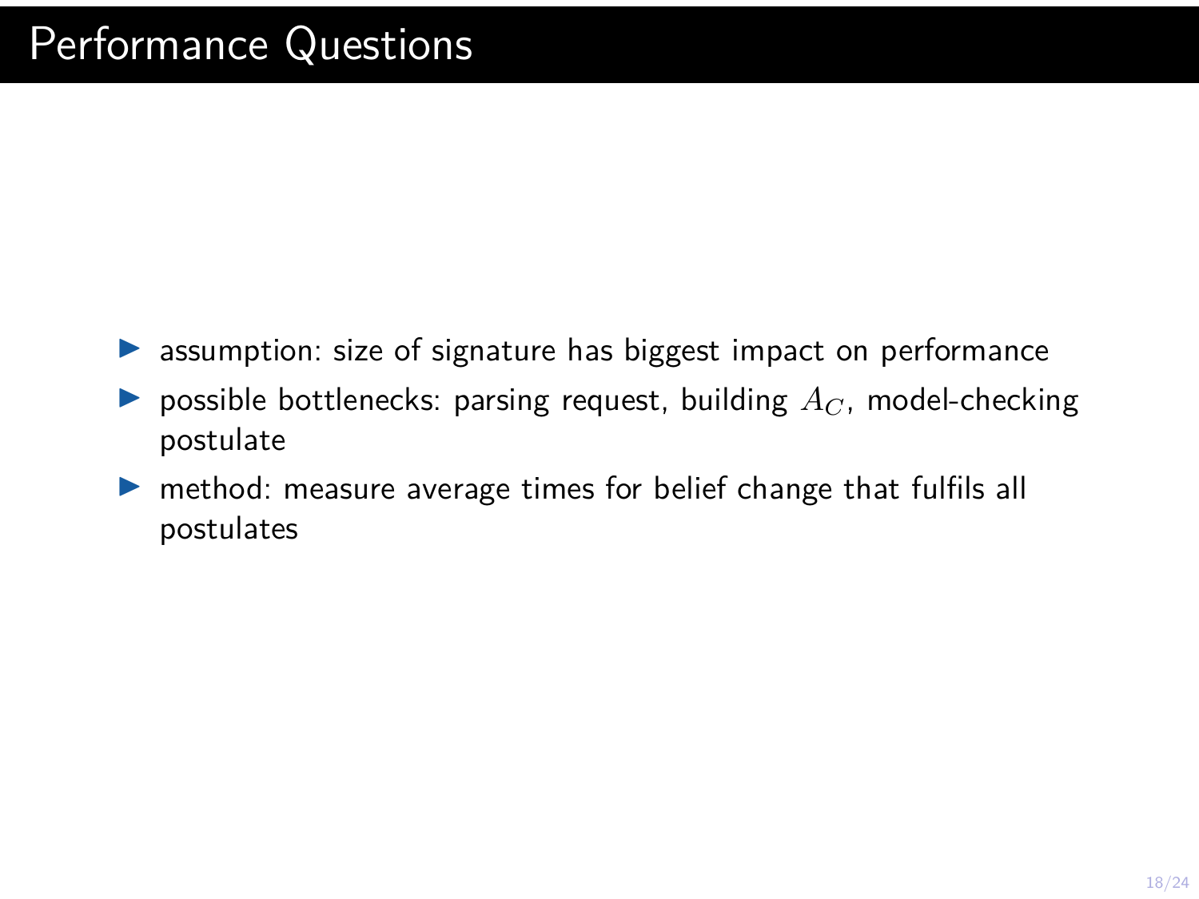# Performance Questions

- assumption: size of signature has biggest impact on performance
- possible bottlenecks: parsing request, building $A_C$, model-checking postulate
- method: measure average times for belief change that fulfils all postulates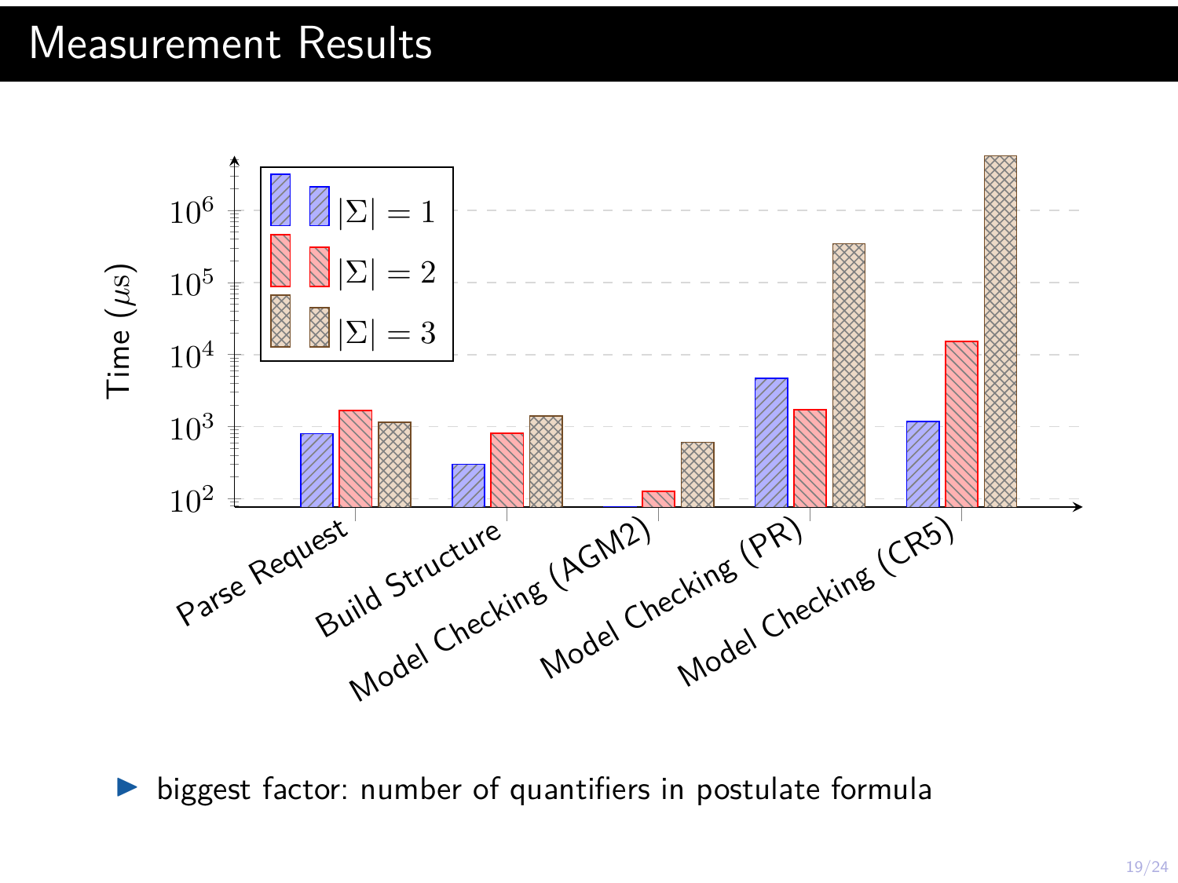# Measurement Results

- biggest factor: number of quantifiers in postulate formula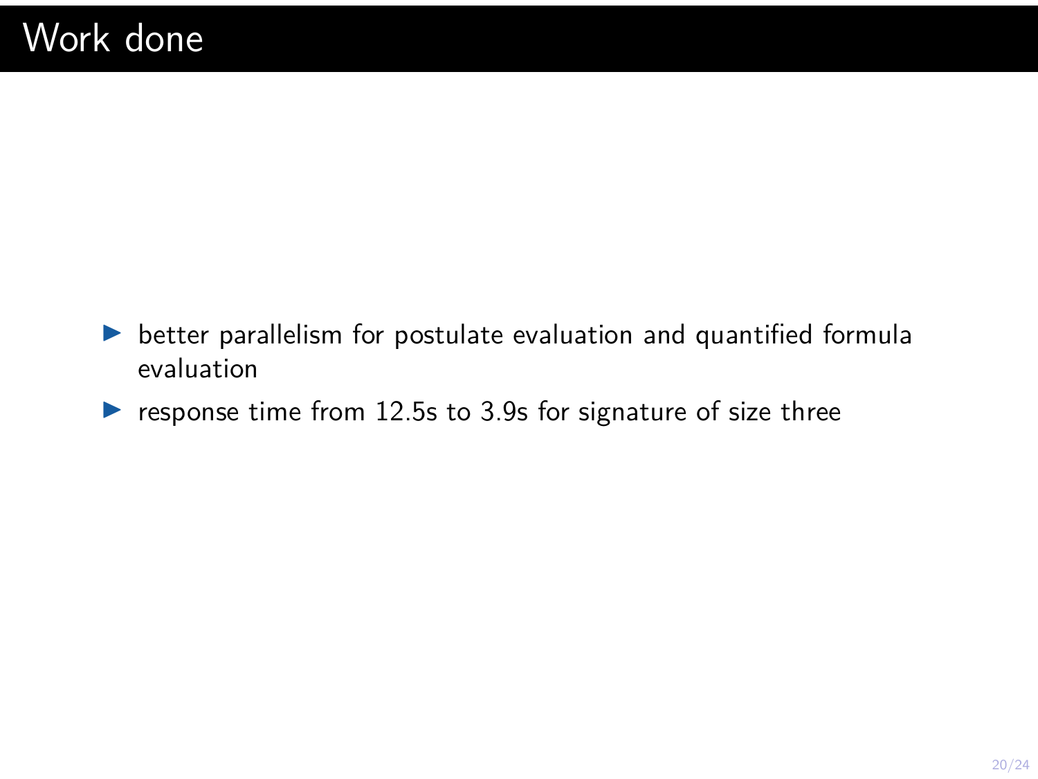# Work done

- better parallelism for postulate evaluation and quantified formula evaluation
- response time from 12.5s to 3.9s for signature of size three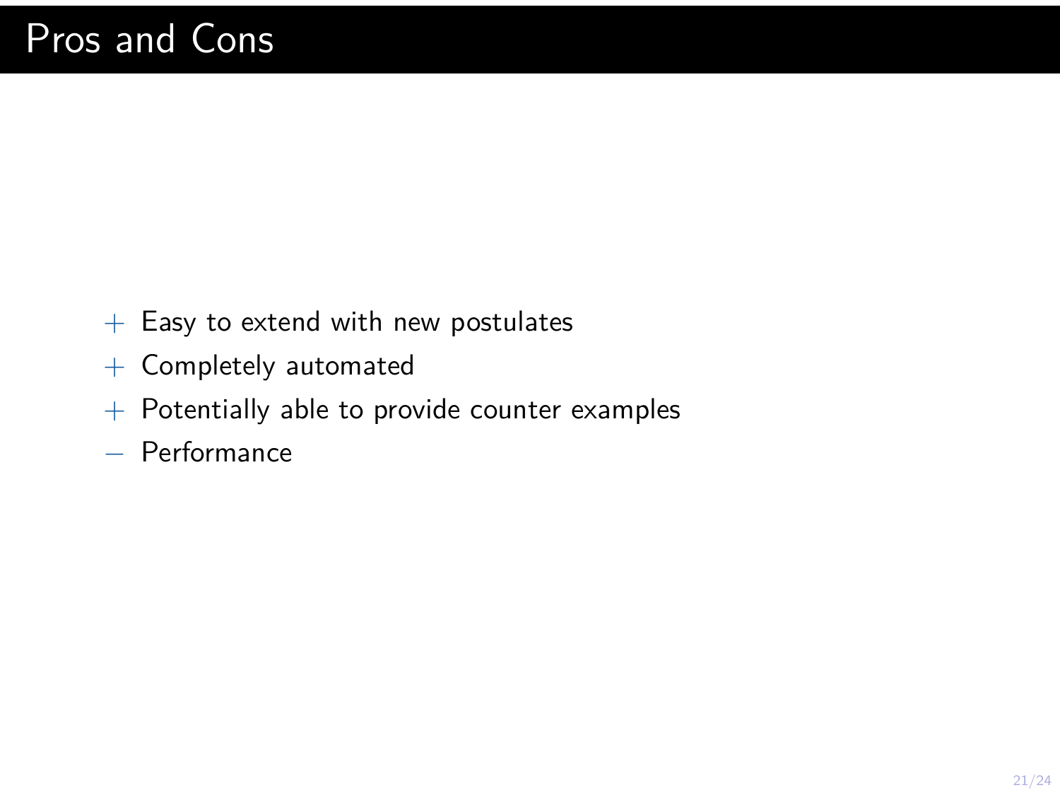# Pros and Cons

+ Easy to extend with new postulates
+ Completely automated
+ Potentially able to provide counter examples
− Performance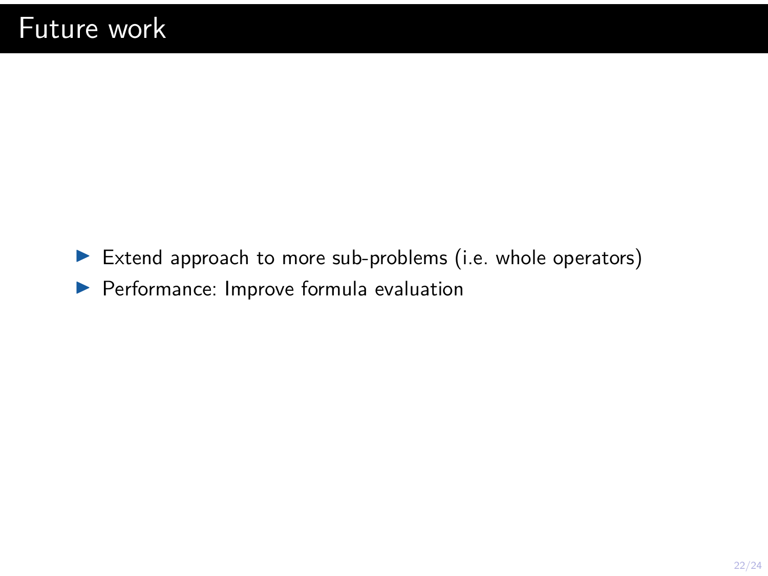# Future work

- Extend approach to more sub-problems (i.e. whole operators)
- Performance: Improve formula evaluation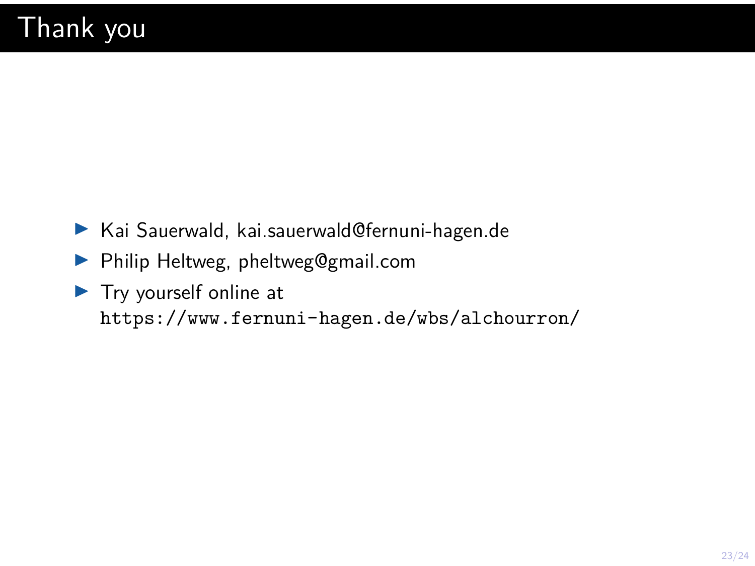# Thank you

- Kai Sauerwald, kai.sauerwald@fernuni-hagen.de
- Philip Heltweg, pheltweg@gmail.com
- Try yourself online at
  `https://www.fernuni-hagen.de/wbs/alchourron/`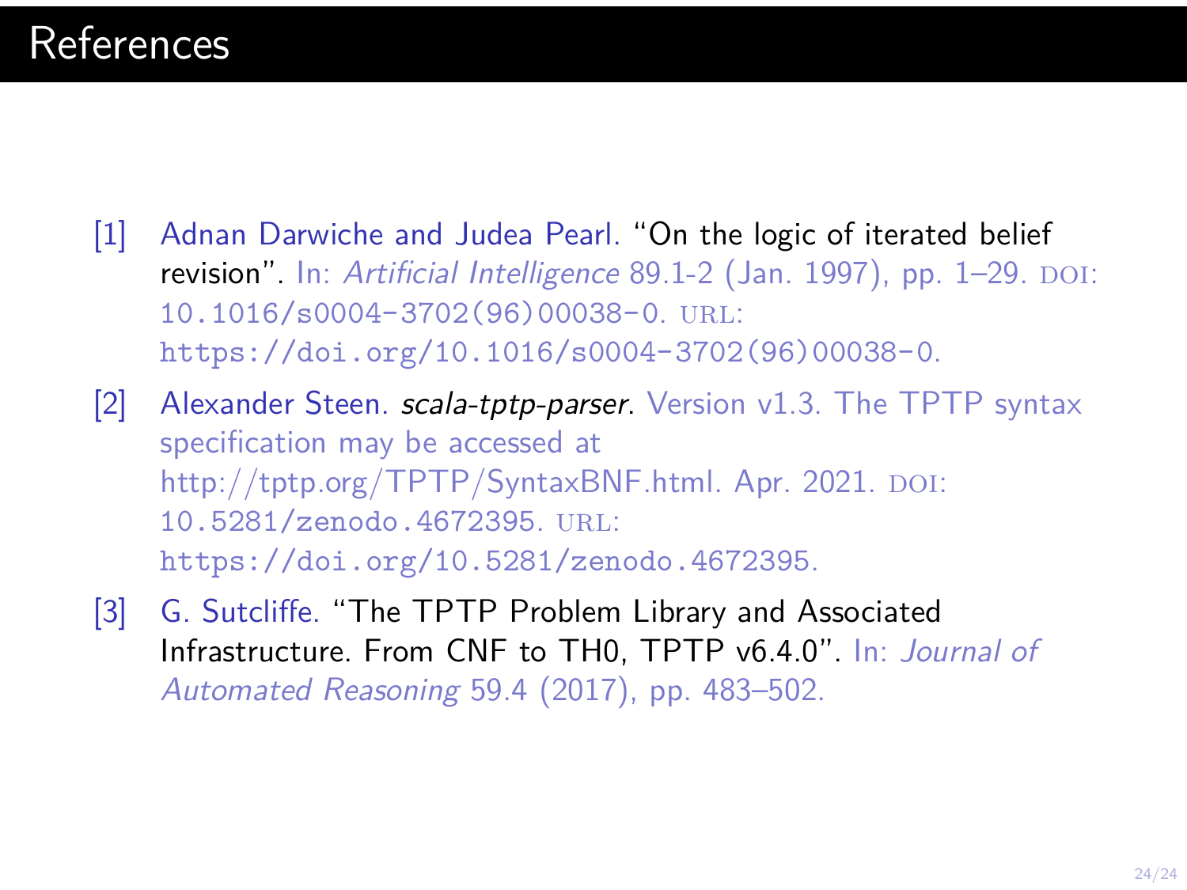# References

[1] Adnan Darwiche and Judea Pearl. "On the logic of iterated belief revision". In: *Artificial Intelligence* 89.1-2 (Jan. 1997), pp. 1–29. DOI: 10.1016/s0004-3702(96)00038-0. URL: https://doi.org/10.1016/s0004-3702(96)00038-0.

[2] Alexander Steen. *scala-tptp-parser*. Version v1.3. The TPTP syntax specification may be accessed at http://tptp.org/TPTP/SyntaxBNF.html. Apr. 2021. DOI: 10.5281/zenodo.4672395. URL: https://doi.org/10.5281/zenodo.4672395.

[3] G. Sutcliffe. "The TPTP Problem Library and Associated Infrastructure. From CNF to TH0, TPTP v6.4.0". In: *Journal of Automated Reasoning* 59.4 (2017), pp. 483–502.